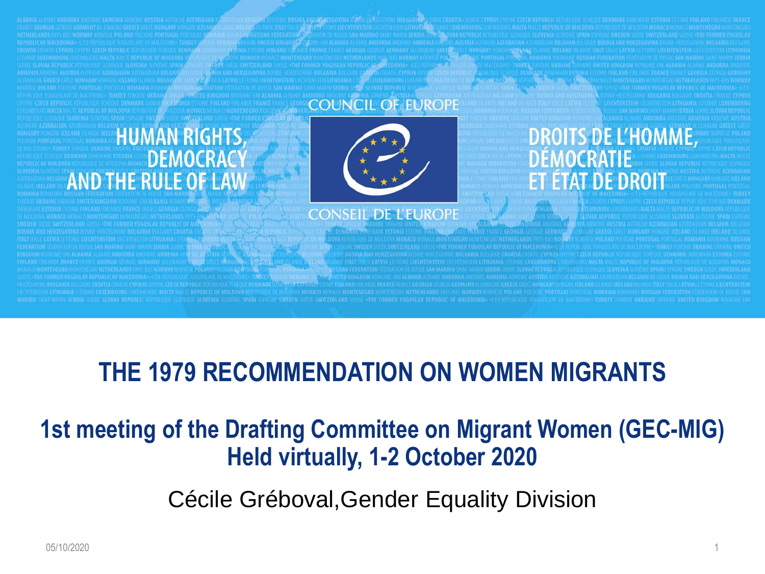COUNCIL OF EUROPE

# HUMAN RIGHTS, DEMOCRACY AND THE RULE OF LAW

# DROITS DE L'HOMME, DÉMOCRATIE ET ÉTAT DE DROIT

CONSEIL DE L'EUROPE

# THE 1979 RECOMMENDATION ON WOMEN MIGRANTS

## 1st meeting of the Drafting Committee on Migrant Women (GEC-MIG) Held virtually, 1-2 October 2020

Cécile Gréboval,Gender Equality Division

05/10/2020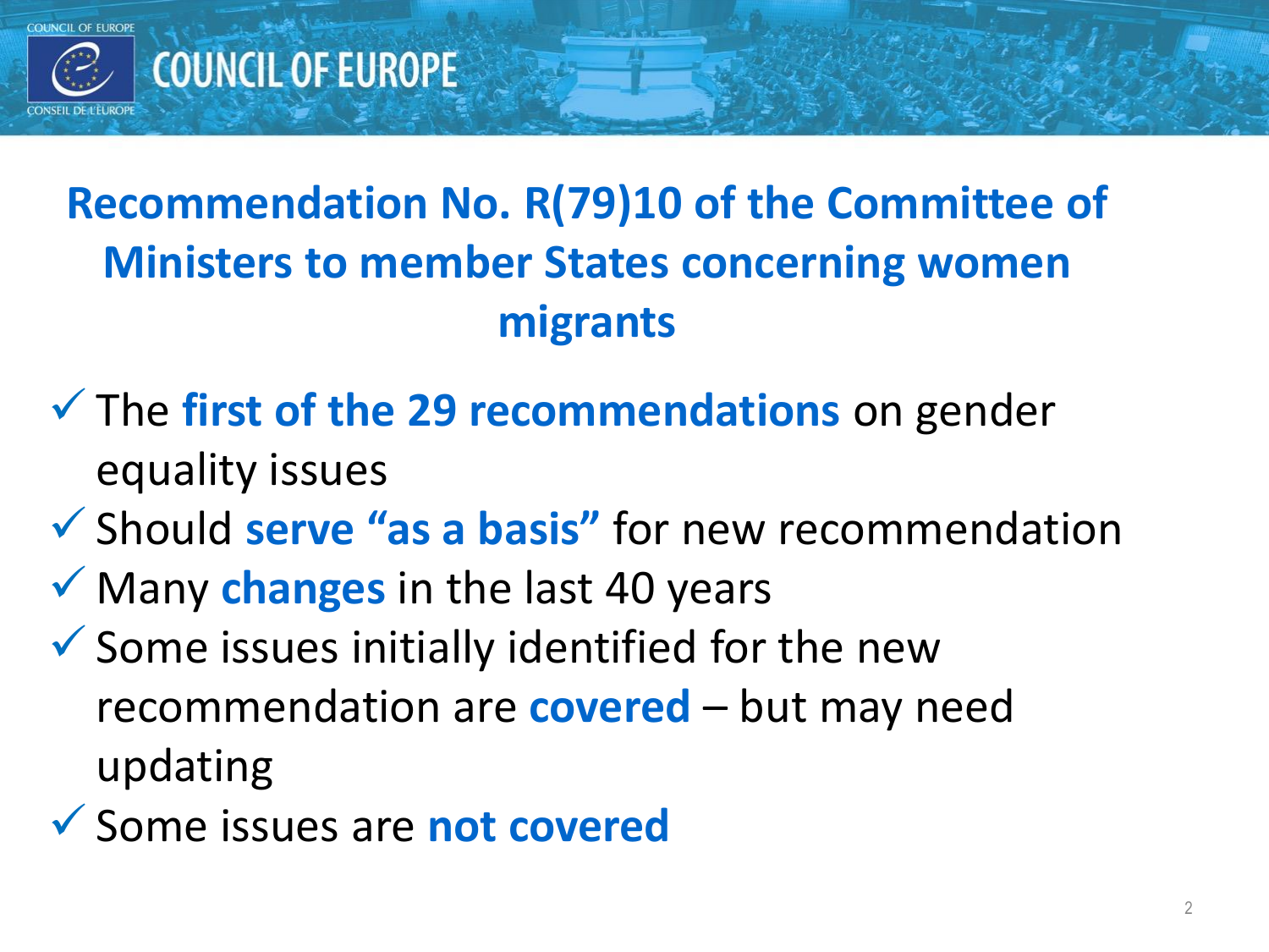# Recommendation No. R(79)10 of the Committee of Ministers to member States concerning women migrants

- ✓ The **first of the 29 recommendations** on gender equality issues
- ✓ Should **serve "as a basis"** for new recommendation
- ✓ Many **changes** in the last 40 years
- ✓ Some issues initially identified for the new recommendation are **covered** – but may need updating
- ✓ Some issues are **not covered**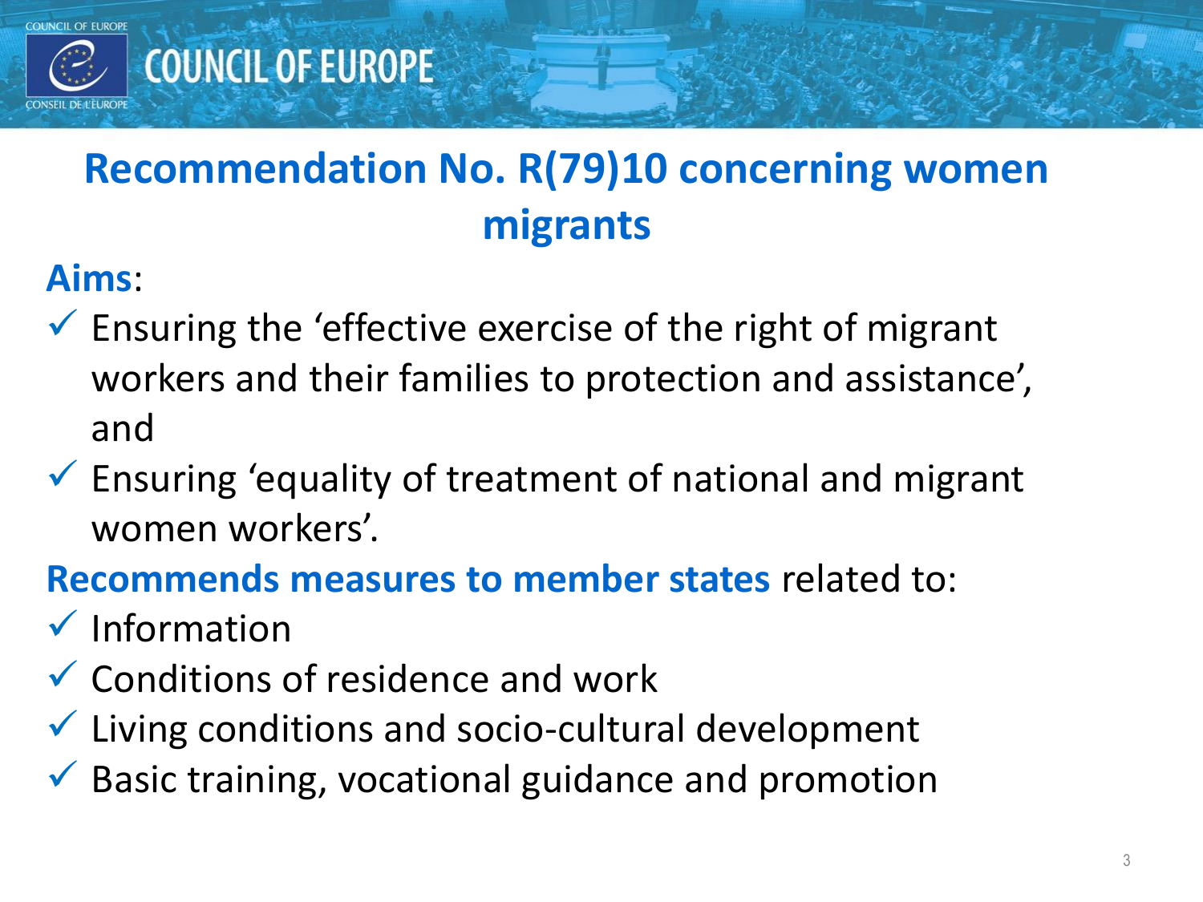# Recommendation No. R(79)10 concerning women migrants

**Aims**:

- ✓ Ensuring the 'effective exercise of the right of migrant workers and their families to protection and assistance', and
- ✓ Ensuring 'equality of treatment of national and migrant women workers'.

**Recommends measures to member states** related to:

- ✓ Information
- ✓ Conditions of residence and work
- ✓ Living conditions and socio-cultural development
- ✓ Basic training, vocational guidance and promotion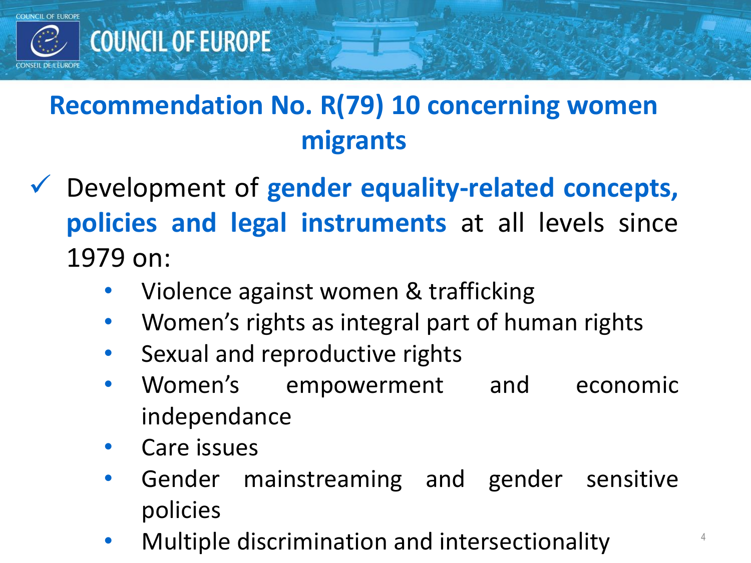## Recommendation No. R(79) 10 concerning women migrants

- ✓ Development of **gender equality-related concepts, policies and legal instruments** at all levels since 1979 on:
  - Violence against women & trafficking
  - Women's rights as integral part of human rights
  - Sexual and reproductive rights
  - Women's empowerment and economic independance
  - Care issues
  - Gender mainstreaming and gender sensitive policies
  - Multiple discrimination and intersectionality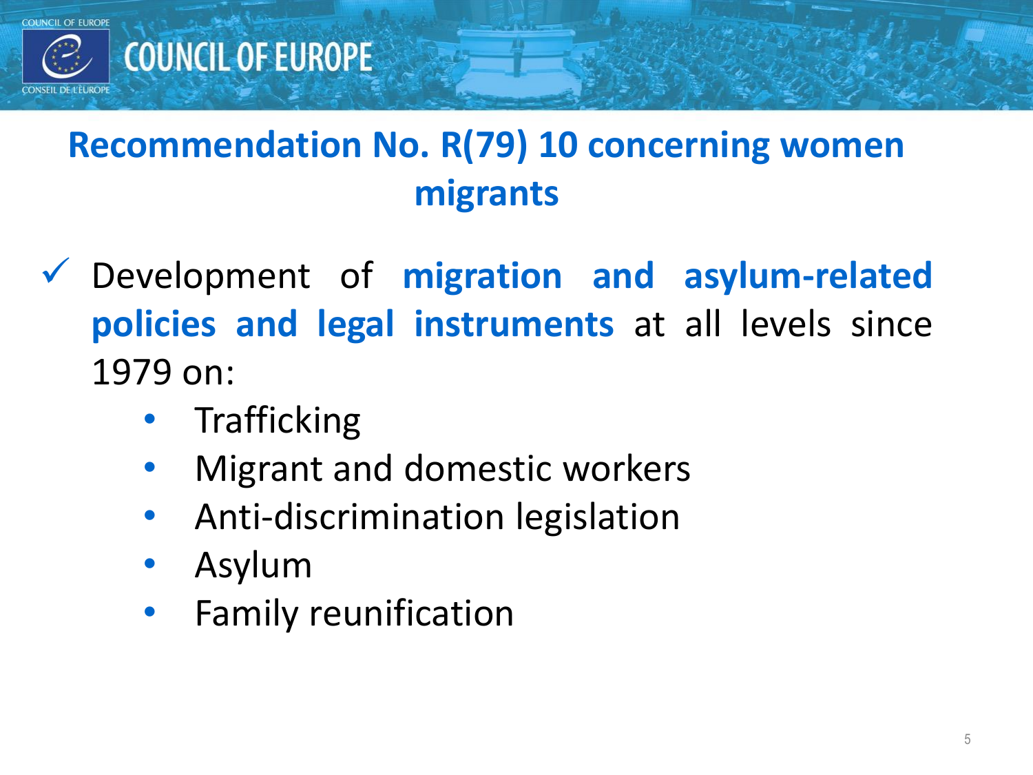## Recommendation No. R(79) 10 concerning women migrants

- ✓ Development of **migration and asylum-related policies and legal instruments** at all levels since 1979 on:
  - Trafficking
  - Migrant and domestic workers
  - Anti-discrimination legislation
  - Asylum
  - Family reunification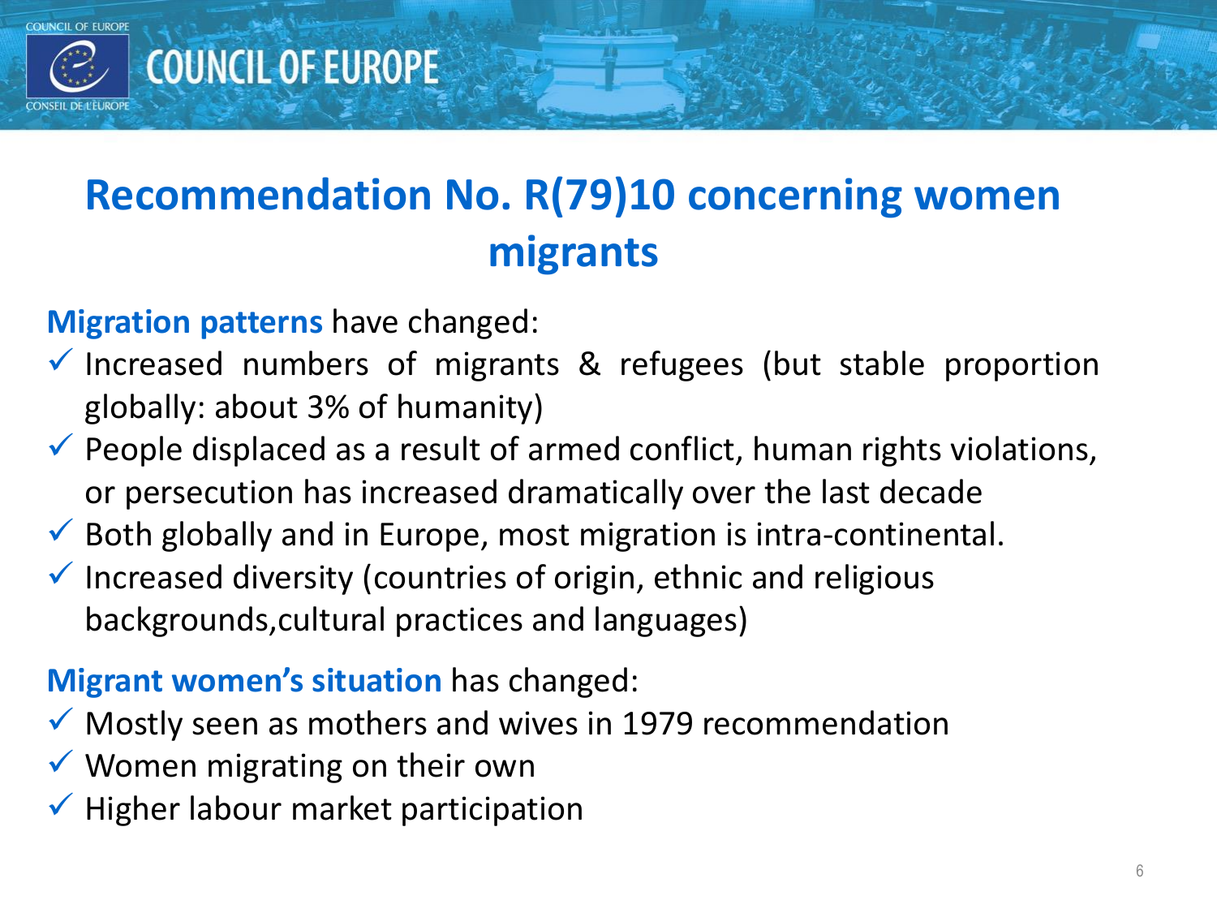# Recommendation No. R(79)10 concerning women migrants

**Migration patterns** have changed:

- ✓ Increased numbers of migrants & refugees (but stable proportion globally: about 3% of humanity)
- ✓ People displaced as a result of armed conflict, human rights violations, or persecution has increased dramatically over the last decade
- ✓ Both globally and in Europe, most migration is intra-continental.
- ✓ Increased diversity (countries of origin, ethnic and religious backgrounds,cultural practices and languages)

**Migrant women's situation** has changed:

- ✓ Mostly seen as mothers and wives in 1979 recommendation
- ✓ Women migrating on their own
- ✓ Higher labour market participation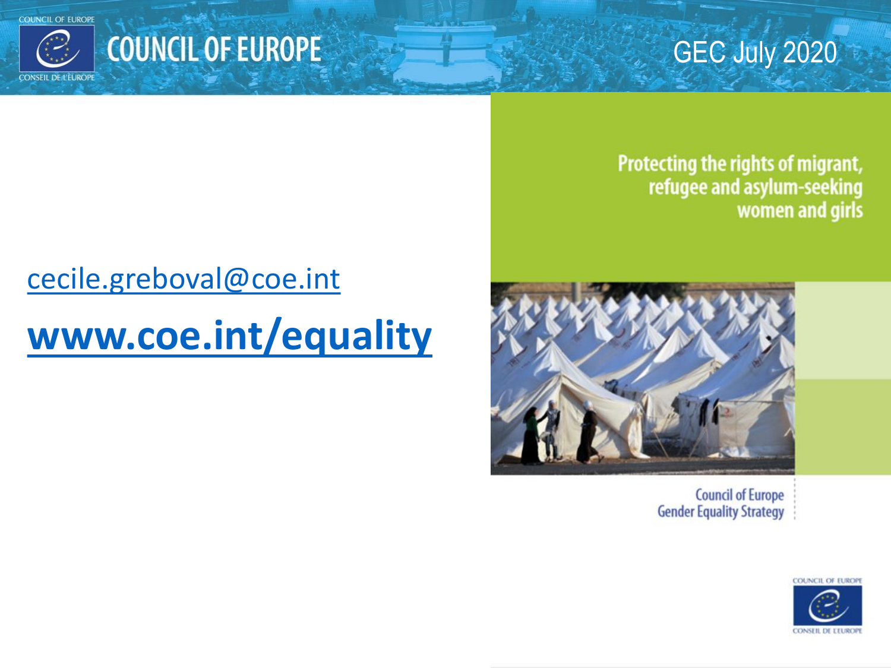cecile.greboval@coe.int

**www.coe.int/equality**

Protecting the rights of migrant, refugee and asylum-seeking women and girls

Council of Europe Gender Equality Strategy